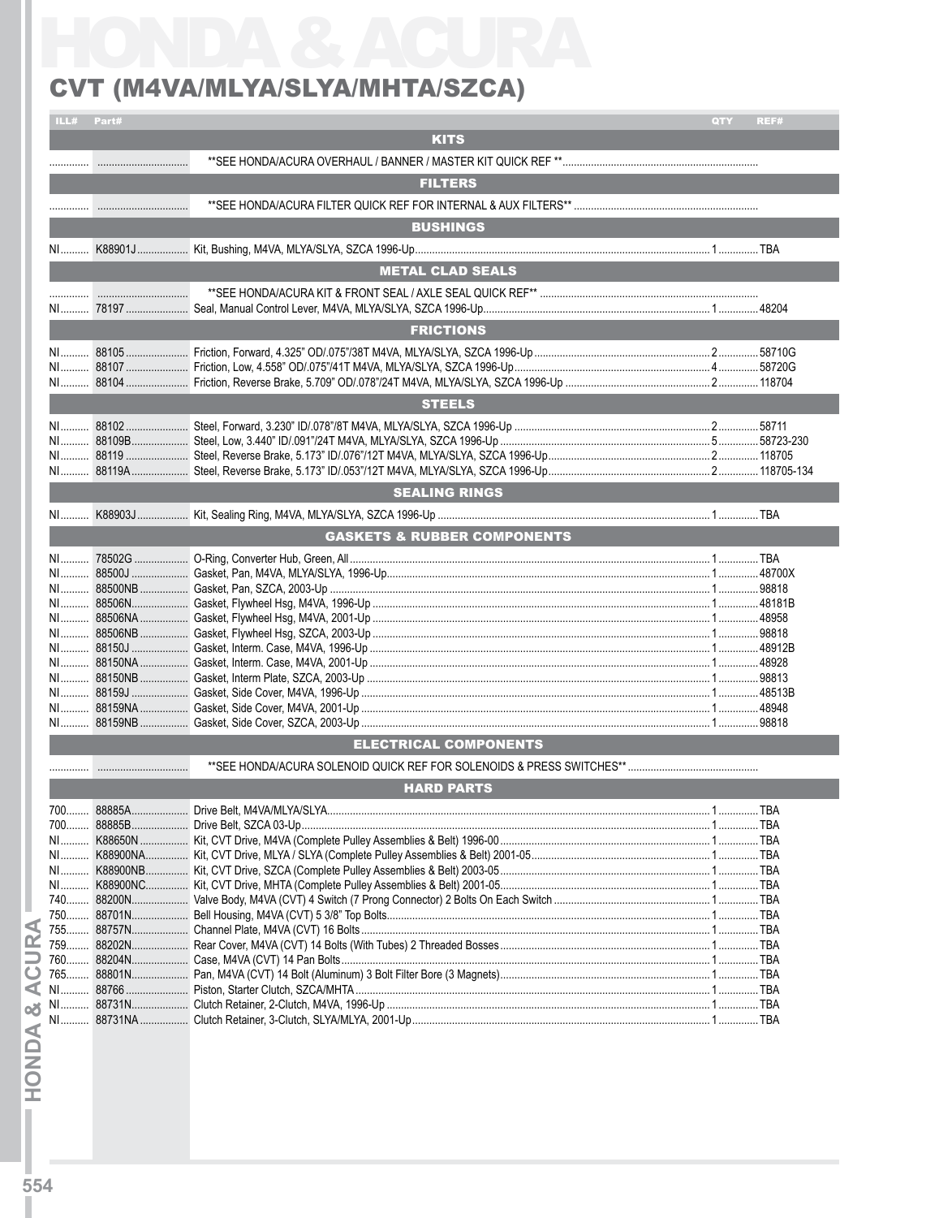# HONDA & ACURA

## CVT (M4VA/MLYA/SLYA/MHTA/SZCA)

| ILL# | Part# | | QTY | REF# |
|---|---|---|---|---|
| | | **KITS** | | |
| | | **SEE HONDA/ACURA OVERHAUL / BANNER / MASTER KIT QUICK REF ** | | |
| | | **FILTERS** | | |
| | | **SEE HONDA/ACURA FILTER QUICK REF FOR INTERNAL & AUX FILTERS** | | |
| | | **BUSHINGS** | | |
| NI | K88901J | Kit, Bushing, M4VA, MLYA/SLYA, SZCA 1996-Up | 1 | TBA |
| | | **METAL CLAD SEALS** | | |
| | | **SEE HONDA/ACURA KIT & FRONT SEAL / AXLE SEAL QUICK REF** | | |
| NI | 78197 | Seal, Manual Control Lever, M4VA, MLYA/SLYA, SZCA 1996-Up | 1 | 48204 |
| | | **FRICTIONS** | | |
| NI | 88105 | Friction, Forward, 4.325" OD/.075"/38T M4VA, MLYA/SLYA, SZCA 1996-Up | 2 | 58710G |
| NI | 88107 | Friction, Low, 4.558" OD/.075"/41T M4VA, MLYA/SLYA, SZCA 1996-Up | 4 | 58720G |
| NI | 88104 | Friction, Reverse Brake, 5.709" OD/.078"/24T M4VA, MLYA/SLYA, SZCA 1996-Up | 2 | 118704 |
| | | **STEELS** | | |
| NI | 88102 | Steel, Forward, 3.230" ID/.078"/8T M4VA, MLYA/SLYA, SZCA 1996-Up | 2 | 58711 |
| NI | 88109B | Steel, Low, 3.440" ID/.091"/24T M4VA, MLYA/SLYA, SZCA 1996-Up | 5 | 58723-230 |
| NI | 88119 | Steel, Reverse Brake, 5.173" ID/.076"/12T M4VA, MLYA/SLYA, SZCA 1996-Up | 2 | 118705 |
| NI | 88119A | Steel, Reverse Brake, 5.173" ID/.053"/12T M4VA, MLYA/SLYA, SZCA 1996-Up | 2 | 118705-134 |
| | | **SEALING RINGS** | | |
| NI | K88903J | Kit, Sealing Ring, M4VA, MLYA/SLYA, SZCA 1996-Up | 1 | TBA |
| | | **GASKETS & RUBBER COMPONENTS** | | |
| NI | 78502G | O-Ring, Converter Hub, Green, All | 1 | TBA |
| NI | 88500J | Gasket, Pan, M4VA, MLYA/SLYA, 1996-Up | 1 | 48700X |
| NI | 88500NB | Gasket, Pan, SZCA, 2003-Up | 1 | 98818 |
| NI | 88506N | Gasket, Flywheel Hsg, M4VA, 1996-Up | 1 | 48181B |
| NI | 88506NA | Gasket, Flywheel Hsg, M4VA, 2001-Up | 1 | 48958 |
| NI | 88506NB | Gasket, Flywheel Hsg, SZCA, 2003-Up | 1 | 98818 |
| NI | 88150J | Gasket, Interm. Case, M4VA, 1996-Up | 1 | 48912B |
| NI | 88150NA | Gasket, Interm. Case, M4VA, 2001-Up | 1 | 48928 |
| NI | 88150NB | Gasket, Interm Plate, SZCA, 2003-Up | 1 | 98813 |
| NI | 88159J | Gasket, Side Cover, M4VA, 1996-Up | 1 | 48513B |
| NI | 88159NA | Gasket, Side Cover, M4VA, 2001-Up | 1 | 48948 |
| NI | 88159NB | Gasket, Side Cover, SZCA, 2003-Up | 1 | 98818 |
| | | **ELECTRICAL COMPONENTS** | | |
| | | **SEE HONDA/ACURA SOLENOID QUICK REF FOR SOLENOIDS & PRESS SWITCHES** | | |
| | | **HARD PARTS** | | |
| 700 | 88885A | Drive Belt, M4VA/MLYA/SLYA | 1 | TBA |
| 700 | 88885B | Drive Belt, SZCA 03-Up | 1 | TBA |
| NI | K88650N | Kit, CVT Drive, M4VA (Complete Pulley Assemblies & Belt) 1996-00 | 1 | TBA |
| NI | K88900NA | Kit, CVT Drive, MLYA / SLYA (Complete Pulley Assemblies & Belt) 2001-05 | 1 | TBA |
| NI | K88900NB | Kit, CVT Drive, SZCA (Complete Pulley Assemblies & Belt) 2003-05 | 1 | TBA |
| NI | K88900NC | Kit, CVT Drive, MHTA (Complete Pulley Assemblies & Belt) 2001-05 | 1 | TBA |
| 740 | 88200N | Valve Body, M4VA (CVT) 4 Switch (7 Prong Connector) 2 Bolts On Each Switch | 1 | TBA |
| 750 | 88701N | Bell Housing, M4VA (CVT) 5 3/8" Top Bolts | 1 | TBA |
| 755 | 88757N | Channel Plate, M4VA (CVT) 16 Bolts | 1 | TBA |
| 759 | 88202N | Rear Cover, M4VA (CVT) 14 Bolts (With Tubes) 2 Threaded Bosses | 1 | TBA |
| 760 | 88204N | Case, M4VA (CVT) 14 Pan Bolts | 1 | TBA |
| 765 | 88801N | Pan, M4VA (CVT) 14 Bolt (Aluminum) 3 Bolt Filter Bore (3 Magnets) | 1 | TBA |
| NI | 88766 | Piston, Starter Clutch, SZCA/MHTA | 1 | TBA |
| NI | 88731N | Clutch Retainer, 2-Clutch, M4VA, 1996-Up | 1 | TBA |
| NI | 88731NA | Clutch Retainer, 3-Clutch, SLYA/MLYA, 2001-Up | 1 | TBA |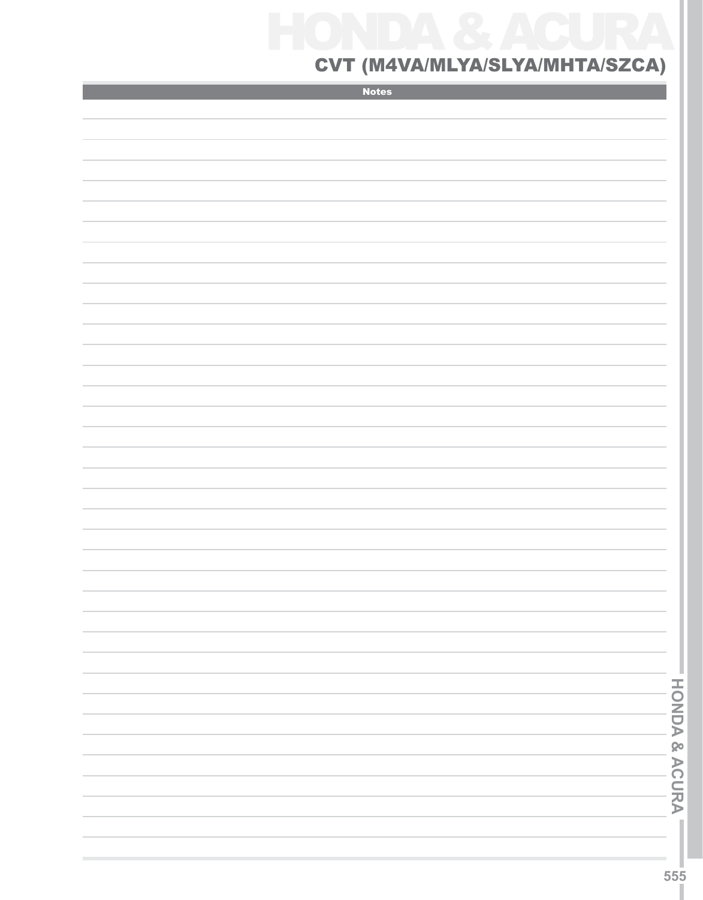## Notes